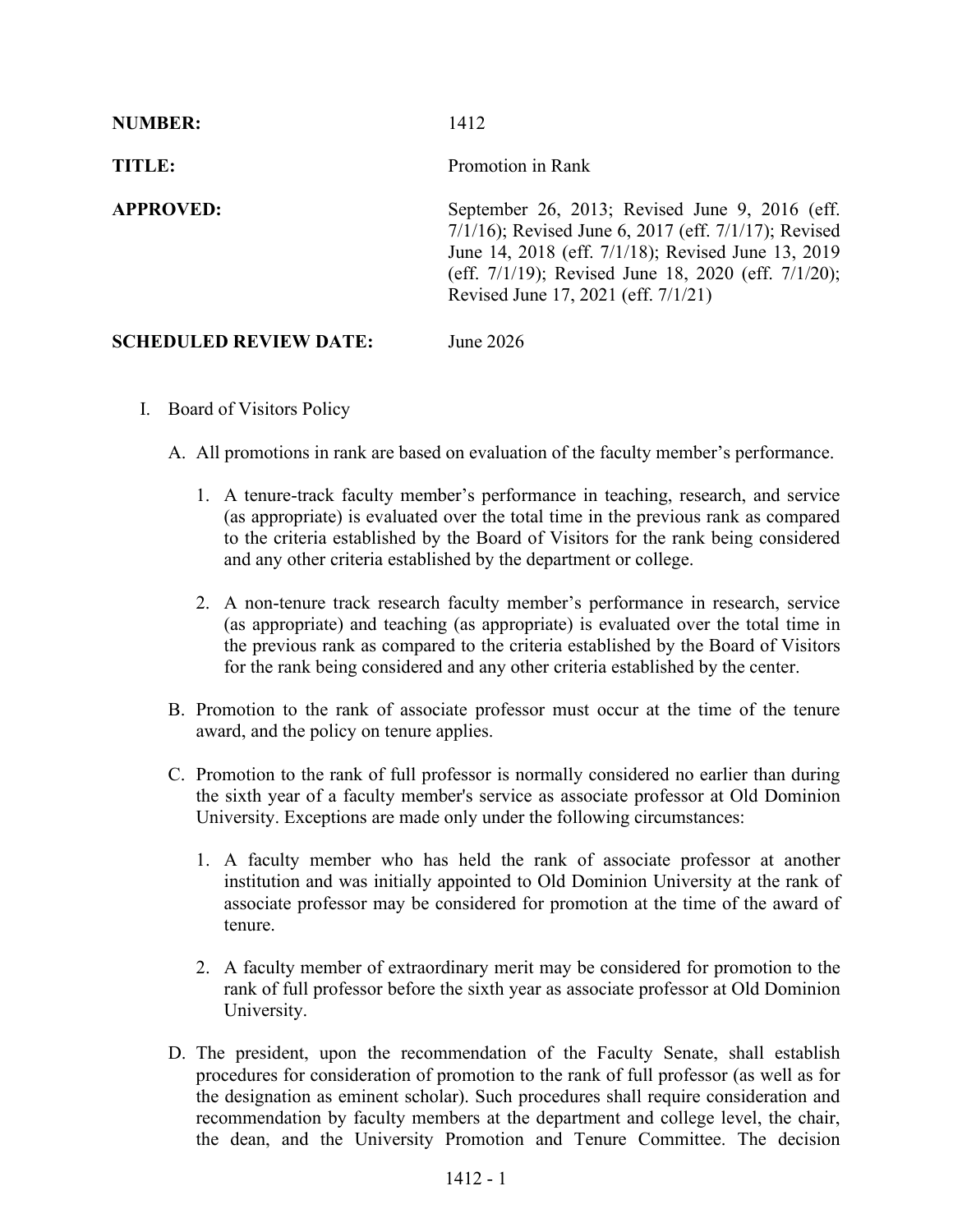**NUMBER:** 1412

**TITLE:** Promotion in Rank

**APPROVED:** September 26, 2013; Revised June 9, 2016 (eff. 7/1/16); Revised June 6, 2017 (eff. 7/1/17); Revised June 14, 2018 (eff. 7/1/18); Revised June 13, 2019 (eff. 7/1/19); Revised June 18, 2020 (eff. 7/1/20); Revised June 17, 2021 (eff. 7/1/21)

**SCHEDULED REVIEW DATE:** June 2026

I. Board of Visitors Policy

   A. All promotions in rank are based on evaluation of the faculty member's performance.

      1. A tenure-track faculty member's performance in teaching, research, and service (as appropriate) is evaluated over the total time in the previous rank as compared to the criteria established by the Board of Visitors for the rank being considered and any other criteria established by the department or college.

      2. A non-tenure track research faculty member's performance in research, service (as appropriate) and teaching (as appropriate) is evaluated over the total time in the previous rank as compared to the criteria established by the Board of Visitors for the rank being considered and any other criteria established by the center.

   B. Promotion to the rank of associate professor must occur at the time of the tenure award, and the policy on tenure applies.

   C. Promotion to the rank of full professor is normally considered no earlier than during the sixth year of a faculty member's service as associate professor at Old Dominion University. Exceptions are made only under the following circumstances:

      1. A faculty member who has held the rank of associate professor at another institution and was initially appointed to Old Dominion University at the rank of associate professor may be considered for promotion at the time of the award of tenure.

      2. A faculty member of extraordinary merit may be considered for promotion to the rank of full professor before the sixth year as associate professor at Old Dominion University.

   D. The president, upon the recommendation of the Faculty Senate, shall establish procedures for consideration of promotion to the rank of full professor (as well as for the designation as eminent scholar). Such procedures shall require consideration and recommendation by faculty members at the department and college level, the chair, the dean, and the University Promotion and Tenure Committee. The decision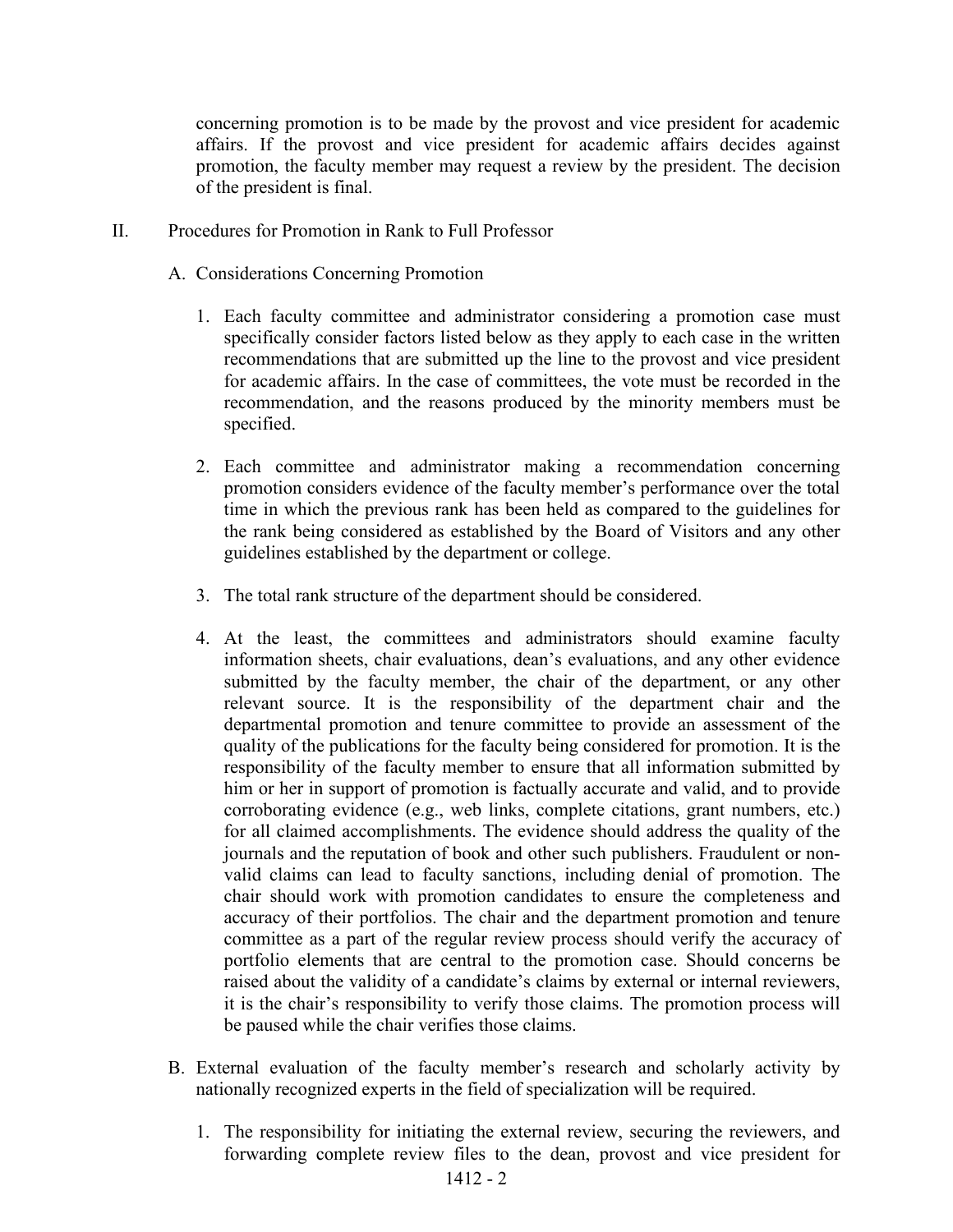concerning promotion is to be made by the provost and vice president for academic affairs. If the provost and vice president for academic affairs decides against promotion, the faculty member may request a review by the president. The decision of the president is final.

II. Procedures for Promotion in Rank to Full Professor

A. Considerations Concerning Promotion

1. Each faculty committee and administrator considering a promotion case must specifically consider factors listed below as they apply to each case in the written recommendations that are submitted up the line to the provost and vice president for academic affairs. In the case of committees, the vote must be recorded in the recommendation, and the reasons produced by the minority members must be specified.

2. Each committee and administrator making a recommendation concerning promotion considers evidence of the faculty member's performance over the total time in which the previous rank has been held as compared to the guidelines for the rank being considered as established by the Board of Visitors and any other guidelines established by the department or college.

3. The total rank structure of the department should be considered.

4. At the least, the committees and administrators should examine faculty information sheets, chair evaluations, dean's evaluations, and any other evidence submitted by the faculty member, the chair of the department, or any other relevant source. It is the responsibility of the department chair and the departmental promotion and tenure committee to provide an assessment of the quality of the publications for the faculty being considered for promotion. It is the responsibility of the faculty member to ensure that all information submitted by him or her in support of promotion is factually accurate and valid, and to provide corroborating evidence (e.g., web links, complete citations, grant numbers, etc.) for all claimed accomplishments. The evidence should address the quality of the journals and the reputation of book and other such publishers. Fraudulent or non-valid claims can lead to faculty sanctions, including denial of promotion. The chair should work with promotion candidates to ensure the completeness and accuracy of their portfolios. The chair and the department promotion and tenure committee as a part of the regular review process should verify the accuracy of portfolio elements that are central to the promotion case. Should concerns be raised about the validity of a candidate's claims by external or internal reviewers, it is the chair's responsibility to verify those claims. The promotion process will be paused while the chair verifies those claims.

B. External evaluation of the faculty member's research and scholarly activity by nationally recognized experts in the field of specialization will be required.

1. The responsibility for initiating the external review, securing the reviewers, and forwarding complete review files to the dean, provost and vice president for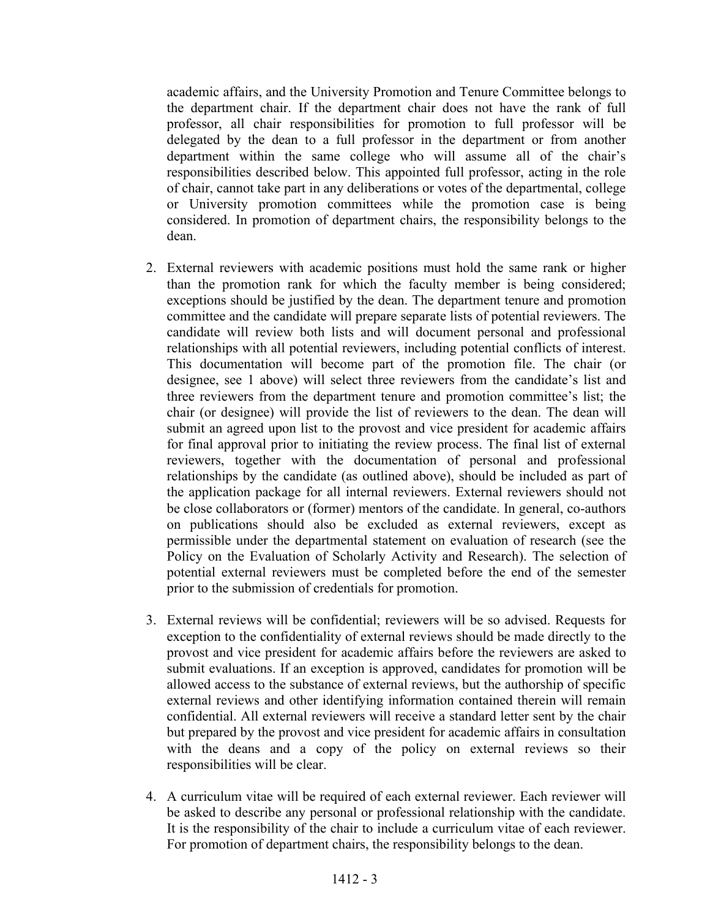academic affairs, and the University Promotion and Tenure Committee belongs to the department chair. If the department chair does not have the rank of full professor, all chair responsibilities for promotion to full professor will be delegated by the dean to a full professor in the department or from another department within the same college who will assume all of the chair's responsibilities described below. This appointed full professor, acting in the role of chair, cannot take part in any deliberations or votes of the departmental, college or University promotion committees while the promotion case is being considered. In promotion of department chairs, the responsibility belongs to the dean.

2. External reviewers with academic positions must hold the same rank or higher than the promotion rank for which the faculty member is being considered; exceptions should be justified by the dean. The department tenure and promotion committee and the candidate will prepare separate lists of potential reviewers. The candidate will review both lists and will document personal and professional relationships with all potential reviewers, including potential conflicts of interest. This documentation will become part of the promotion file. The chair (or designee, see 1 above) will select three reviewers from the candidate's list and three reviewers from the department tenure and promotion committee's list; the chair (or designee) will provide the list of reviewers to the dean. The dean will submit an agreed upon list to the provost and vice president for academic affairs for final approval prior to initiating the review process. The final list of external reviewers, together with the documentation of personal and professional relationships by the candidate (as outlined above), should be included as part of the application package for all internal reviewers. External reviewers should not be close collaborators or (former) mentors of the candidate. In general, co-authors on publications should also be excluded as external reviewers, except as permissible under the departmental statement on evaluation of research (see the Policy on the Evaluation of Scholarly Activity and Research). The selection of potential external reviewers must be completed before the end of the semester prior to the submission of credentials for promotion.

3. External reviews will be confidential; reviewers will be so advised. Requests for exception to the confidentiality of external reviews should be made directly to the provost and vice president for academic affairs before the reviewers are asked to submit evaluations. If an exception is approved, candidates for promotion will be allowed access to the substance of external reviews, but the authorship of specific external reviews and other identifying information contained therein will remain confidential. All external reviewers will receive a standard letter sent by the chair but prepared by the provost and vice president for academic affairs in consultation with the deans and a copy of the policy on external reviews so their responsibilities will be clear.

4. A curriculum vitae will be required of each external reviewer. Each reviewer will be asked to describe any personal or professional relationship with the candidate. It is the responsibility of the chair to include a curriculum vitae of each reviewer. For promotion of department chairs, the responsibility belongs to the dean.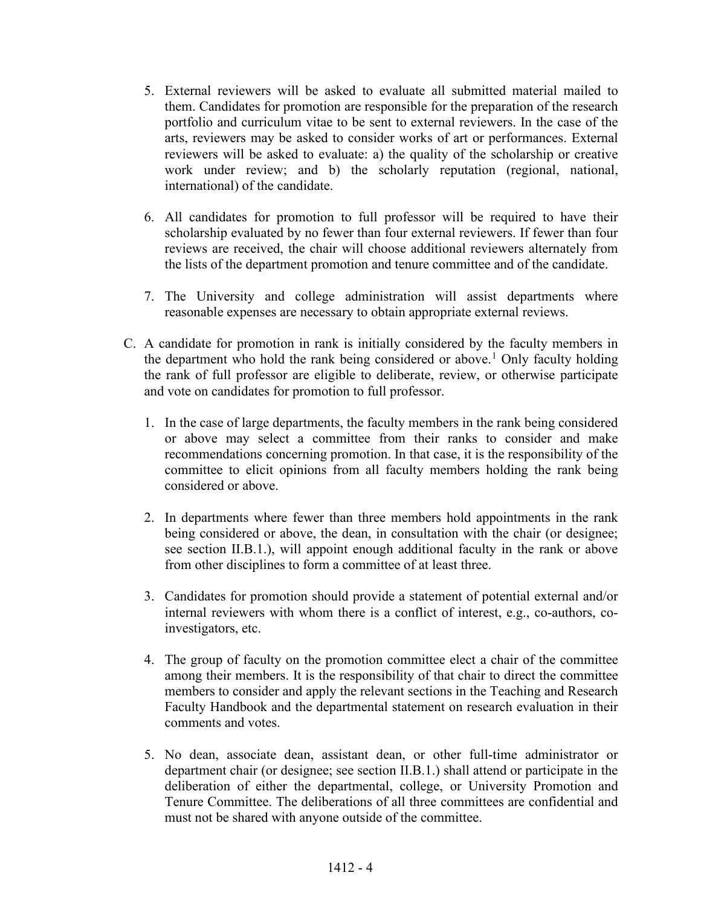5. External reviewers will be asked to evaluate all submitted material mailed to them. Candidates for promotion are responsible for the preparation of the research portfolio and curriculum vitae to be sent to external reviewers. In the case of the arts, reviewers may be asked to consider works of art or performances. External reviewers will be asked to evaluate: a) the quality of the scholarship or creative work under review; and b) the scholarly reputation (regional, national, international) of the candidate.

6. All candidates for promotion to full professor will be required to have their scholarship evaluated by no fewer than four external reviewers. If fewer than four reviews are received, the chair will choose additional reviewers alternately from the lists of the department promotion and tenure committee and of the candidate.

7. The University and college administration will assist departments where reasonable expenses are necessary to obtain appropriate external reviews.

C. A candidate for promotion in rank is initially considered by the faculty members in the department who hold the rank being considered or above.[1] Only faculty holding the rank of full professor are eligible to deliberate, review, or otherwise participate and vote on candidates for promotion to full professor.

   1. In the case of large departments, the faculty members in the rank being considered or above may select a committee from their ranks to consider and make recommendations concerning promotion. In that case, it is the responsibility of the committee to elicit opinions from all faculty members holding the rank being considered or above.

   2. In departments where fewer than three members hold appointments in the rank being considered or above, the dean, in consultation with the chair (or designee; see section II.B.1.), will appoint enough additional faculty in the rank or above from other disciplines to form a committee of at least three.

   3. Candidates for promotion should provide a statement of potential external and/or internal reviewers with whom there is a conflict of interest, e.g., co-authors, co-investigators, etc.

   4. The group of faculty on the promotion committee elect a chair of the committee among their members. It is the responsibility of that chair to direct the committee members to consider and apply the relevant sections in the Teaching and Research Faculty Handbook and the departmental statement on research evaluation in their comments and votes.

   5. No dean, associate dean, assistant dean, or other full-time administrator or department chair (or designee; see section II.B.1.) shall attend or participate in the deliberation of either the departmental, college, or University Promotion and Tenure Committee. The deliberations of all three committees are confidential and must not be shared with anyone outside of the committee.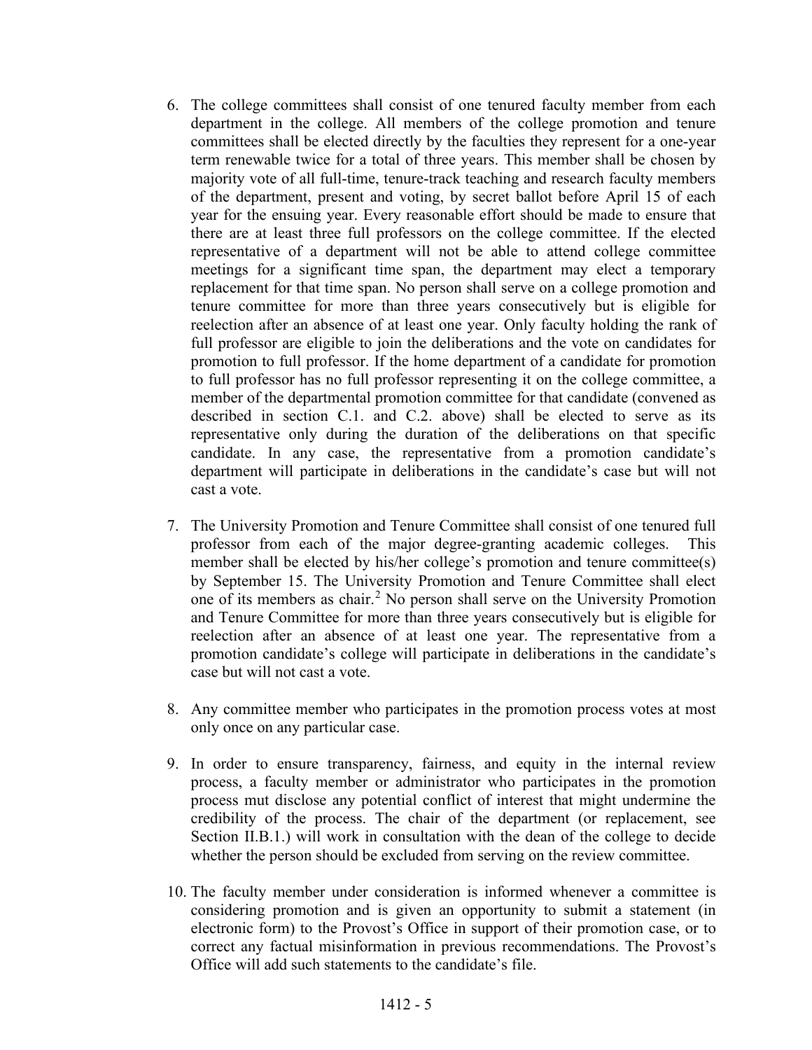6. The college committees shall consist of one tenured faculty member from each department in the college. All members of the college promotion and tenure committees shall be elected directly by the faculties they represent for a one-year term renewable twice for a total of three years. This member shall be chosen by majority vote of all full-time, tenure-track teaching and research faculty members of the department, present and voting, by secret ballot before April 15 of each year for the ensuing year. Every reasonable effort should be made to ensure that there are at least three full professors on the college committee. If the elected representative of a department will not be able to attend college committee meetings for a significant time span, the department may elect a temporary replacement for that time span. No person shall serve on a college promotion and tenure committee for more than three years consecutively but is eligible for reelection after an absence of at least one year. Only faculty holding the rank of full professor are eligible to join the deliberations and the vote on candidates for promotion to full professor. If the home department of a candidate for promotion to full professor has no full professor representing it on the college committee, a member of the departmental promotion committee for that candidate (convened as described in section C.1. and C.2. above) shall be elected to serve as its representative only during the duration of the deliberations on that specific candidate. In any case, the representative from a promotion candidate's department will participate in deliberations in the candidate's case but will not cast a vote.

7. The University Promotion and Tenure Committee shall consist of one tenured full professor from each of the major degree-granting academic colleges. This member shall be elected by his/her college's promotion and tenure committee(s) by September 15. The University Promotion and Tenure Committee shall elect one of its members as chair.[2] No person shall serve on the University Promotion and Tenure Committee for more than three years consecutively but is eligible for reelection after an absence of at least one year. The representative from a promotion candidate's college will participate in deliberations in the candidate's case but will not cast a vote.

8. Any committee member who participates in the promotion process votes at most only once on any particular case.

9. In order to ensure transparency, fairness, and equity in the internal review process, a faculty member or administrator who participates in the promotion process mut disclose any potential conflict of interest that might undermine the credibility of the process. The chair of the department (or replacement, see Section II.B.1.) will work in consultation with the dean of the college to decide whether the person should be excluded from serving on the review committee.

10. The faculty member under consideration is informed whenever a committee is considering promotion and is given an opportunity to submit a statement (in electronic form) to the Provost's Office in support of their promotion case, or to correct any factual misinformation in previous recommendations. The Provost's Office will add such statements to the candidate's file.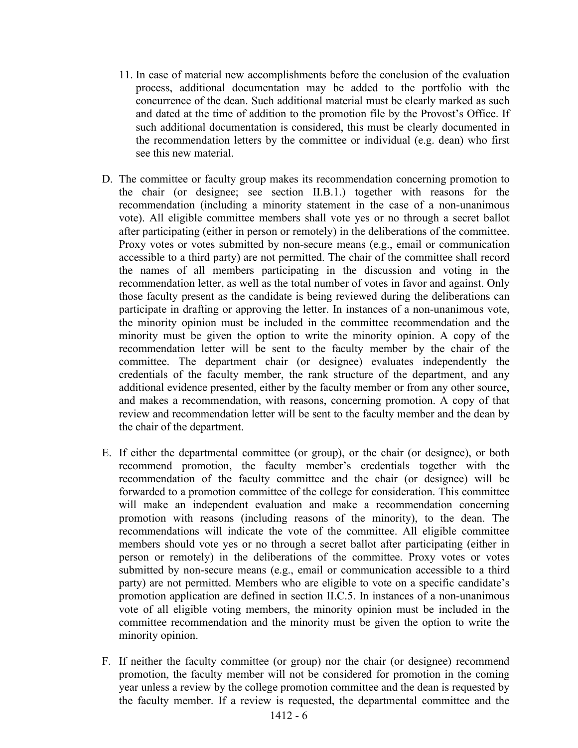11. In case of material new accomplishments before the conclusion of the evaluation process, additional documentation may be added to the portfolio with the concurrence of the dean. Such additional material must be clearly marked as such and dated at the time of addition to the promotion file by the Provost's Office. If such additional documentation is considered, this must be clearly documented in the recommendation letters by the committee or individual (e.g. dean) who first see this new material.

D. The committee or faculty group makes its recommendation concerning promotion to the chair (or designee; see section II.B.1.) together with reasons for the recommendation (including a minority statement in the case of a non-unanimous vote). All eligible committee members shall vote yes or no through a secret ballot after participating (either in person or remotely) in the deliberations of the committee. Proxy votes or votes submitted by non-secure means (e.g., email or communication accessible to a third party) are not permitted. The chair of the committee shall record the names of all members participating in the discussion and voting in the recommendation letter, as well as the total number of votes in favor and against. Only those faculty present as the candidate is being reviewed during the deliberations can participate in drafting or approving the letter. In instances of a non-unanimous vote, the minority opinion must be included in the committee recommendation and the minority must be given the option to write the minority opinion. A copy of the recommendation letter will be sent to the faculty member by the chair of the committee. The department chair (or designee) evaluates independently the credentials of the faculty member, the rank structure of the department, and any additional evidence presented, either by the faculty member or from any other source, and makes a recommendation, with reasons, concerning promotion. A copy of that review and recommendation letter will be sent to the faculty member and the dean by the chair of the department.

E. If either the departmental committee (or group), or the chair (or designee), or both recommend promotion, the faculty member's credentials together with the recommendation of the faculty committee and the chair (or designee) will be forwarded to a promotion committee of the college for consideration. This committee will make an independent evaluation and make a recommendation concerning promotion with reasons (including reasons of the minority), to the dean. The recommendations will indicate the vote of the committee. All eligible committee members should vote yes or no through a secret ballot after participating (either in person or remotely) in the deliberations of the committee. Proxy votes or votes submitted by non-secure means (e.g., email or communication accessible to a third party) are not permitted. Members who are eligible to vote on a specific candidate's promotion application are defined in section II.C.5. In instances of a non-unanimous vote of all eligible voting members, the minority opinion must be included in the committee recommendation and the minority must be given the option to write the minority opinion.

F. If neither the faculty committee (or group) nor the chair (or designee) recommend promotion, the faculty member will not be considered for promotion in the coming year unless a review by the college promotion committee and the dean is requested by the faculty member. If a review is requested, the departmental committee and the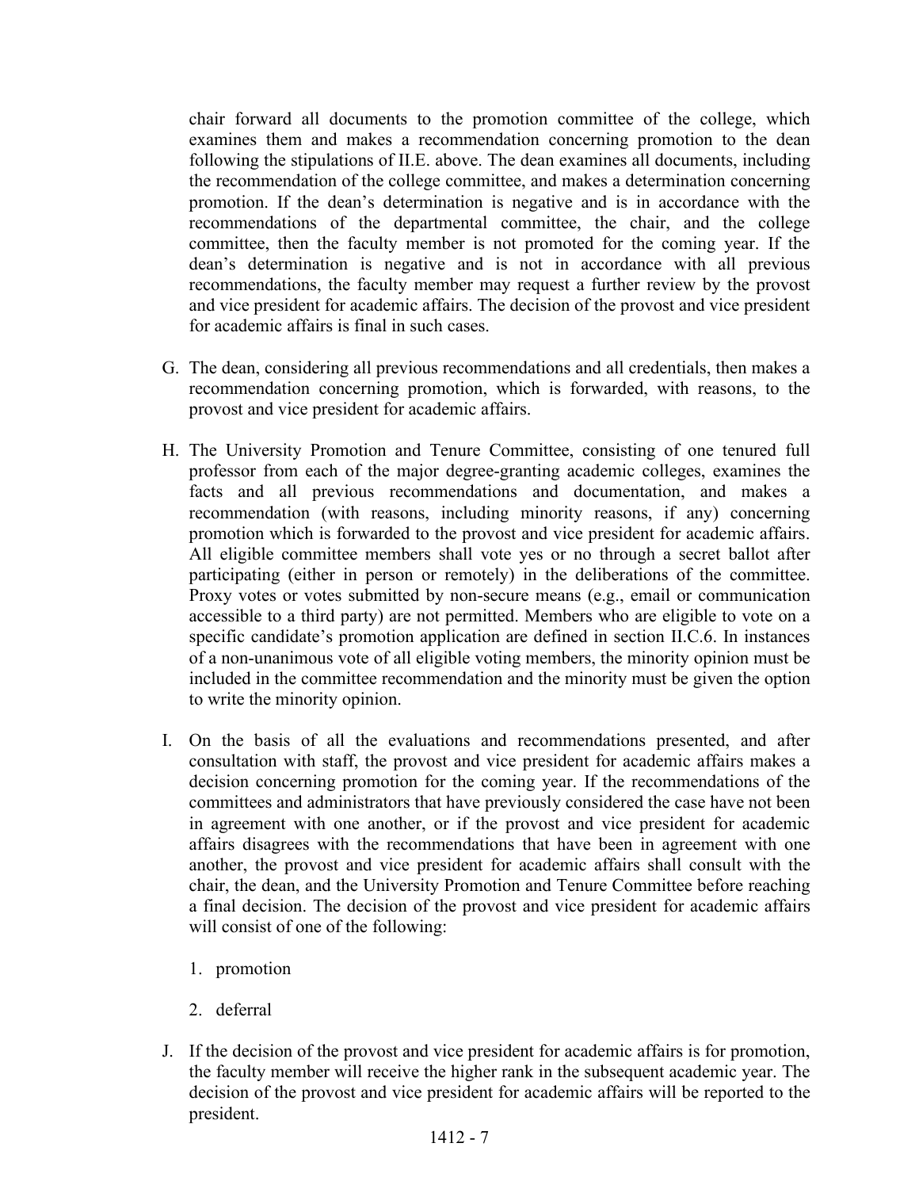chair forward all documents to the promotion committee of the college, which examines them and makes a recommendation concerning promotion to the dean following the stipulations of II.E. above. The dean examines all documents, including the recommendation of the college committee, and makes a determination concerning promotion. If the dean's determination is negative and is in accordance with the recommendations of the departmental committee, the chair, and the college committee, then the faculty member is not promoted for the coming year. If the dean's determination is negative and is not in accordance with all previous recommendations, the faculty member may request a further review by the provost and vice president for academic affairs. The decision of the provost and vice president for academic affairs is final in such cases.

G. The dean, considering all previous recommendations and all credentials, then makes a recommendation concerning promotion, which is forwarded, with reasons, to the provost and vice president for academic affairs.

H. The University Promotion and Tenure Committee, consisting of one tenured full professor from each of the major degree-granting academic colleges, examines the facts and all previous recommendations and documentation, and makes a recommendation (with reasons, including minority reasons, if any) concerning promotion which is forwarded to the provost and vice president for academic affairs. All eligible committee members shall vote yes or no through a secret ballot after participating (either in person or remotely) in the deliberations of the committee. Proxy votes or votes submitted by non-secure means (e.g., email or communication accessible to a third party) are not permitted. Members who are eligible to vote on a specific candidate's promotion application are defined in section II.C.6. In instances of a non-unanimous vote of all eligible voting members, the minority opinion must be included in the committee recommendation and the minority must be given the option to write the minority opinion.

I. On the basis of all the evaluations and recommendations presented, and after consultation with staff, the provost and vice president for academic affairs makes a decision concerning promotion for the coming year. If the recommendations of the committees and administrators that have previously considered the case have not been in agreement with one another, or if the provost and vice president for academic affairs disagrees with the recommendations that have been in agreement with one another, the provost and vice president for academic affairs shall consult with the chair, the dean, and the University Promotion and Tenure Committee before reaching a final decision. The decision of the provost and vice president for academic affairs will consist of one of the following:

   1. promotion

   2. deferral

J. If the decision of the provost and vice president for academic affairs is for promotion, the faculty member will receive the higher rank in the subsequent academic year. The decision of the provost and vice president for academic affairs will be reported to the president.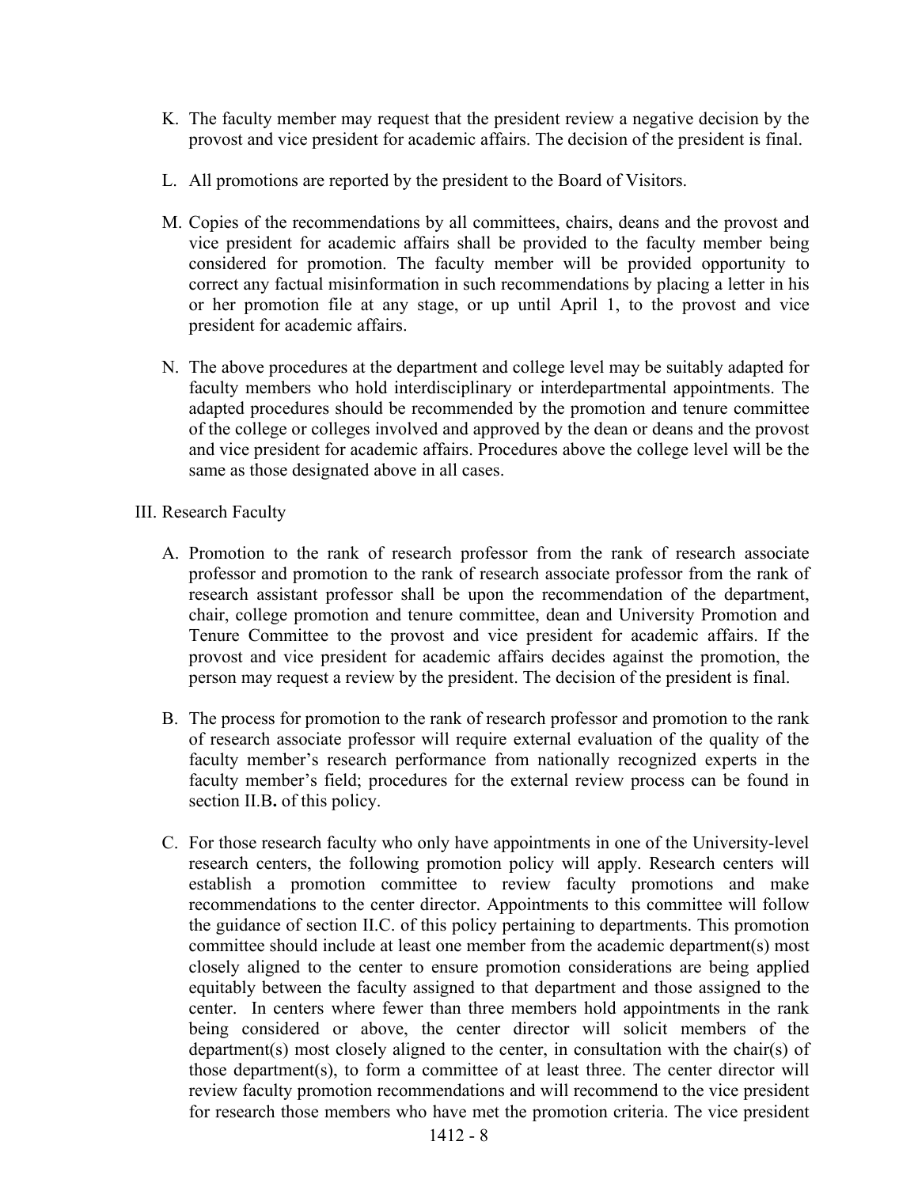K. The faculty member may request that the president review a negative decision by the provost and vice president for academic affairs. The decision of the president is final.

L. All promotions are reported by the president to the Board of Visitors.

M. Copies of the recommendations by all committees, chairs, deans and the provost and vice president for academic affairs shall be provided to the faculty member being considered for promotion. The faculty member will be provided opportunity to correct any factual misinformation in such recommendations by placing a letter in his or her promotion file at any stage, or up until April 1, to the provost and vice president for academic affairs.

N. The above procedures at the department and college level may be suitably adapted for faculty members who hold interdisciplinary or interdepartmental appointments. The adapted procedures should be recommended by the promotion and tenure committee of the college or colleges involved and approved by the dean or deans and the provost and vice president for academic affairs. Procedures above the college level will be the same as those designated above in all cases.

III. Research Faculty

A. Promotion to the rank of research professor from the rank of research associate professor and promotion to the rank of research associate professor from the rank of research assistant professor shall be upon the recommendation of the department, chair, college promotion and tenure committee, dean and University Promotion and Tenure Committee to the provost and vice president for academic affairs. If the provost and vice president for academic affairs decides against the promotion, the person may request a review by the president. The decision of the president is final.

B. The process for promotion to the rank of research professor and promotion to the rank of research associate professor will require external evaluation of the quality of the faculty member's research performance from nationally recognized experts in the faculty member's field; procedures for the external review process can be found in section II.B**.** of this policy.

C. For those research faculty who only have appointments in one of the University-level research centers, the following promotion policy will apply. Research centers will establish a promotion committee to review faculty promotions and make recommendations to the center director. Appointments to this committee will follow the guidance of section II.C. of this policy pertaining to departments. This promotion committee should include at least one member from the academic department(s) most closely aligned to the center to ensure promotion considerations are being applied equitably between the faculty assigned to that department and those assigned to the center. In centers where fewer than three members hold appointments in the rank being considered or above, the center director will solicit members of the department(s) most closely aligned to the center, in consultation with the chair(s) of those department(s), to form a committee of at least three. The center director will review faculty promotion recommendations and will recommend to the vice president for research those members who have met the promotion criteria. The vice president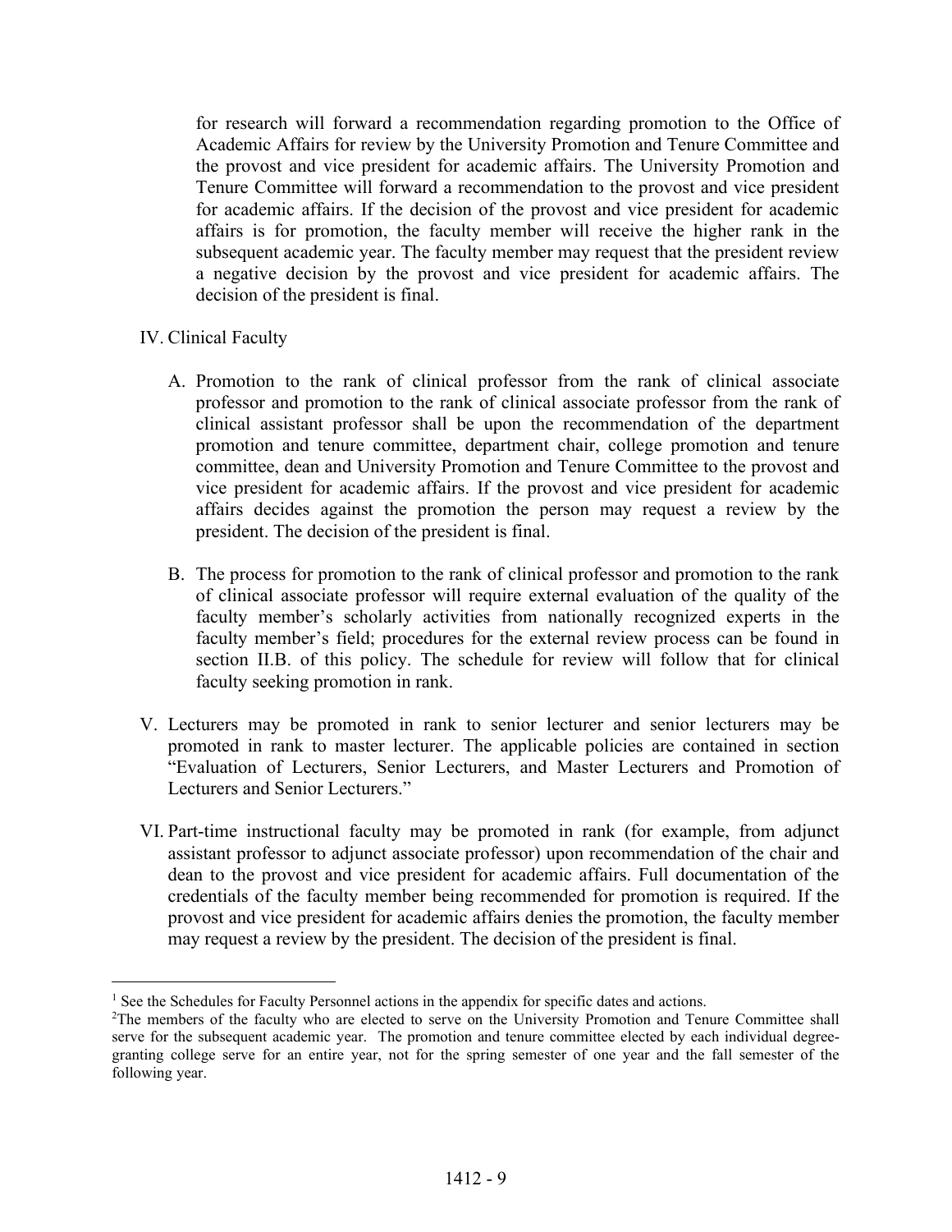for research will forward a recommendation regarding promotion to the Office of Academic Affairs for review by the University Promotion and Tenure Committee and the provost and vice president for academic affairs. The University Promotion and Tenure Committee will forward a recommendation to the provost and vice president for academic affairs. If the decision of the provost and vice president for academic affairs is for promotion, the faculty member will receive the higher rank in the subsequent academic year. The faculty member may request that the president review a negative decision by the provost and vice president for academic affairs. The decision of the president is final.

IV. Clinical Faculty

A. Promotion to the rank of clinical professor from the rank of clinical associate professor and promotion to the rank of clinical associate professor from the rank of clinical assistant professor shall be upon the recommendation of the department promotion and tenure committee, department chair, college promotion and tenure committee, dean and University Promotion and Tenure Committee to the provost and vice president for academic affairs. If the provost and vice president for academic affairs decides against the promotion the person may request a review by the president. The decision of the president is final.

B. The process for promotion to the rank of clinical professor and promotion to the rank of clinical associate professor will require external evaluation of the quality of the faculty member's scholarly activities from nationally recognized experts in the faculty member's field; procedures for the external review process can be found in section II.B. of this policy. The schedule for review will follow that for clinical faculty seeking promotion in rank.

V. Lecturers may be promoted in rank to senior lecturer and senior lecturers may be promoted in rank to master lecturer. The applicable policies are contained in section "Evaluation of Lecturers, Senior Lecturers, and Master Lecturers and Promotion of Lecturers and Senior Lecturers."

VI. Part-time instructional faculty may be promoted in rank (for example, from adjunct assistant professor to adjunct associate professor) upon recommendation of the chair and dean to the provost and vice president for academic affairs. Full documentation of the credentials of the faculty member being recommended for promotion is required. If the provost and vice president for academic affairs denies the promotion, the faculty member may request a review by the president. The decision of the president is final.

---

[1] See the Schedules for Faculty Personnel actions in the appendix for specific dates and actions.

[2] The members of the faculty who are elected to serve on the University Promotion and Tenure Committee shall serve for the subsequent academic year. The promotion and tenure committee elected by each individual degree-granting college serve for an entire year, not for the spring semester of one year and the fall semester of the following year.